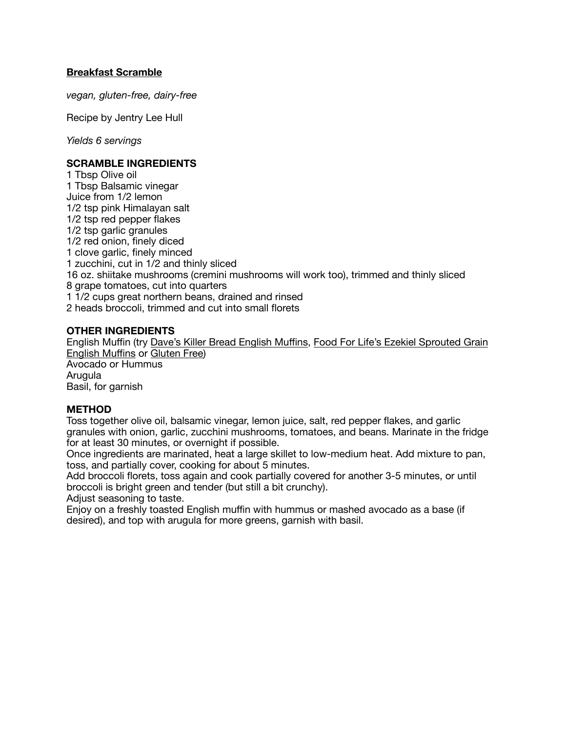# Breakfast Scramble

*vegan, gluten-free, dairy-free*

Recipe by Jentry Lee Hull

*Yields 6 servings*

**SCRAMBLE INGREDIENTS**

1 Tbsp Olive oil
1 Tbsp Balsamic vinegar
Juice from 1/2 lemon
1/2 tsp pink Himalayan salt
1/2 tsp red pepper flakes
1/2 tsp garlic granules
1/2 red onion, finely diced
1 clove garlic, finely minced
1 zucchini, cut in 1/2 and thinly sliced
16 oz. shiitake mushrooms (cremini mushrooms will work too), trimmed and thinly sliced
8 grape tomatoes, cut into quarters
1 1/2 cups great northern beans, drained and rinsed
2 heads broccoli, trimmed and cut into small florets

**OTHER INGREDIENTS**

English Muffin (try Dave's Killer Bread English Muffins, Food For Life's Ezekiel Sprouted Grain English Muffins or Gluten Free)
Avocado or Hummus
Arugula
Basil, for garnish

**METHOD**

Toss together olive oil, balsamic vinegar, lemon juice, salt, red pepper flakes, and garlic granules with onion, garlic, zucchini mushrooms, tomatoes, and beans. Marinate in the fridge for at least 30 minutes, or overnight if possible.
Once ingredients are marinated, heat a large skillet to low-medium heat. Add mixture to pan, toss, and partially cover, cooking for about 5 minutes.
Add broccoli florets, toss again and cook partially covered for another 3-5 minutes, or until broccoli is bright green and tender (but still a bit crunchy).
Adjust seasoning to taste.
Enjoy on a freshly toasted English muffin with hummus or mashed avocado as a base (if desired), and top with arugula for more greens, garnish with basil.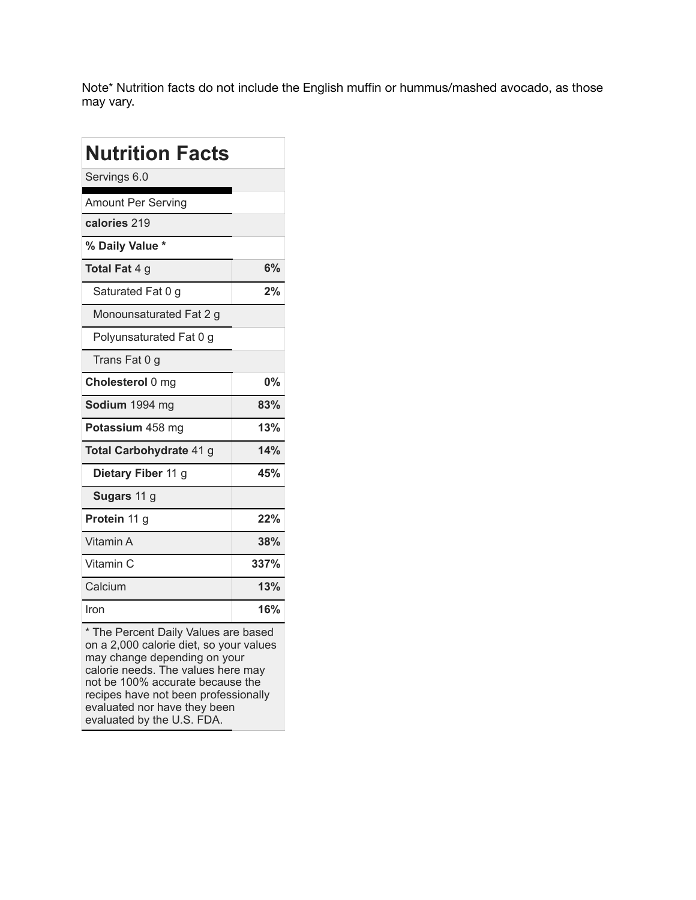Note* Nutrition facts do not include the English muffin or hummus/mashed avocado, as those may vary.

| Nutrition Facts | |
|---|---|
| Servings 6.0 | |
| Amount Per Serving | |
| **calories** 219 | |
| **% Daily Value *** | |
| **Total Fat** 4 g | **6%** |
| Saturated Fat 0 g | **2%** |
| Monounsaturated Fat 2 g | |
| Polyunsaturated Fat 0 g | |
| Trans Fat 0 g | |
| **Cholesterol** 0 mg | **0%** |
| **Sodium** 1994 mg | **83%** |
| **Potassium** 458 mg | **13%** |
| **Total Carbohydrate** 41 g | **14%** |
| **Dietary Fiber** 11 g | **45%** |
| **Sugars** 11 g | |
| **Protein** 11 g | **22%** |
| Vitamin A | **38%** |
| Vitamin C | **337%** |
| Calcium | **13%** |
| Iron | **16%** |

* The Percent Daily Values are based on a 2,000 calorie diet, so your values may change depending on your calorie needs. The values here may not be 100% accurate because the recipes have not been professionally evaluated nor have they been evaluated by the U.S. FDA.